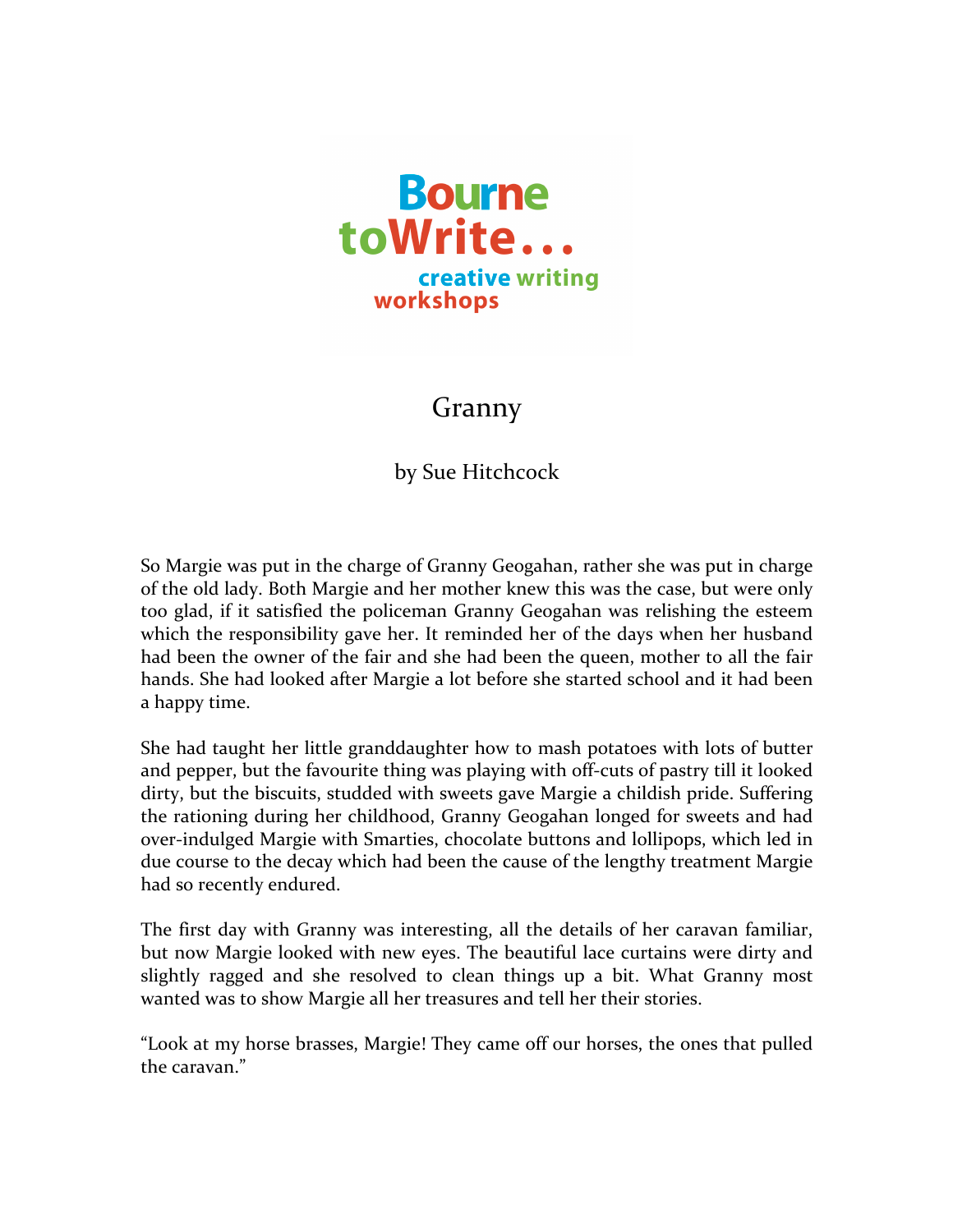Bourne toWrite... creative writing workshops

# Granny

by Sue Hitchcock

So Margie was put in the charge of Granny Geogahan, rather she was put in charge of the old lady. Both Margie and her mother knew this was the case, but were only too glad, if it satisfied the policeman Granny Geogahan was relishing the esteem which the responsibility gave her. It reminded her of the days when her husband had been the owner of the fair and she had been the queen, mother to all the fair hands. She had looked after Margie a lot before she started school and it had been a happy time.

She had taught her little granddaughter how to mash potatoes with lots of butter and pepper, but the favourite thing was playing with off-cuts of pastry till it looked dirty, but the biscuits, studded with sweets gave Margie a childish pride. Suffering the rationing during her childhood, Granny Geogahan longed for sweets and had over-indulged Margie with Smarties, chocolate buttons and lollipops, which led in due course to the decay which had been the cause of the lengthy treatment Margie had so recently endured.

The first day with Granny was interesting, all the details of her caravan familiar, but now Margie looked with new eyes. The beautiful lace curtains were dirty and slightly ragged and she resolved to clean things up a bit. What Granny most wanted was to show Margie all her treasures and tell her their stories.

"Look at my horse brasses, Margie! They came off our horses, the ones that pulled the caravan."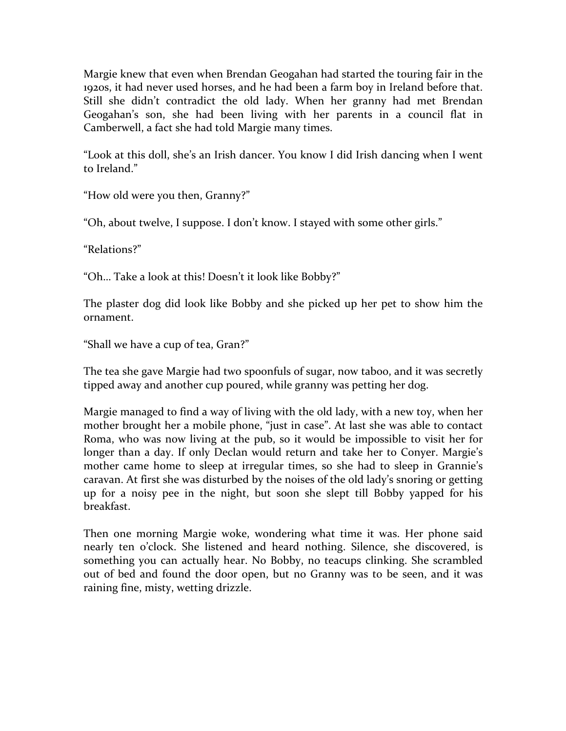Margie knew that even when Brendan Geogahan had started the touring fair in the 1920s, it had never used horses, and he had been a farm boy in Ireland before that. Still she didn't contradict the old lady. When her granny had met Brendan Geogahan's son, she had been living with her parents in a council flat in Camberwell, a fact she had told Margie many times.

"Look at this doll, she's an Irish dancer. You know I did Irish dancing when I went to Ireland."

"How old were you then, Granny?"

"Oh, about twelve, I suppose. I don't know. I stayed with some other girls."

"Relations?"

"Oh… Take a look at this! Doesn't it look like Bobby?"

The plaster dog did look like Bobby and she picked up her pet to show him the ornament.

"Shall we have a cup of tea, Gran?"

The tea she gave Margie had two spoonfuls of sugar, now taboo, and it was secretly tipped away and another cup poured, while granny was petting her dog.

Margie managed to find a way of living with the old lady, with a new toy, when her mother brought her a mobile phone, "just in case". At last she was able to contact Roma, who was now living at the pub, so it would be impossible to visit her for longer than a day. If only Declan would return and take her to Conyer. Margie's mother came home to sleep at irregular times, so she had to sleep in Grannie's caravan. At first she was disturbed by the noises of the old lady's snoring or getting up for a noisy pee in the night, but soon she slept till Bobby yapped for his breakfast.

Then one morning Margie woke, wondering what time it was. Her phone said nearly ten o'clock. She listened and heard nothing. Silence, she discovered, is something you can actually hear. No Bobby, no teacups clinking. She scrambled out of bed and found the door open, but no Granny was to be seen, and it was raining fine, misty, wetting drizzle.